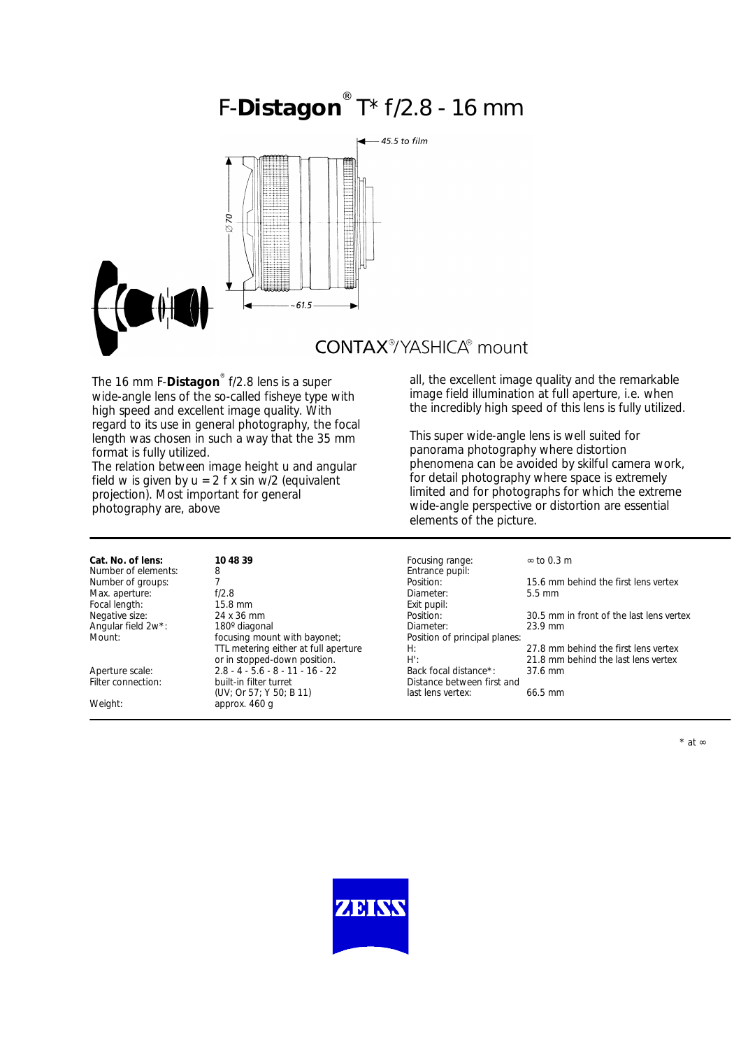# F-**Distagon**® T* f/2.8 - 16 mm

45.5 to film

∅ 70

~61.5

CONTAX®/YASHICA® mount

The 16 mm F-**Distagon**® f/2.8 lens is a super wide-angle lens of the so-called fisheye type with high speed and excellent image quality. With regard to its use in general photography, the focal length was chosen in such a way that the 35 mm format is fully utilized.
The relation between image height u and angular field w is given by u = 2 f x sin w/2 (equivalent projection). Most important for general photography are, above all, the excellent image quality and the remarkable image field illumination at full aperture, i.e. when the incredibly high speed of this lens is fully utilized.

This super wide-angle lens is well suited for panorama photography where distortion phenomena can be avoided by skilful camera work, for detail photography where space is extremely limited and for photographs for which the extreme wide-angle perspective or distortion are essential elements of the picture.

| | |
|---|---|
| **Cat. No. of lens:** | **10 48 39** |
| Number of elements: | 8 |
| Number of groups: | 7 |
| Max. aperture: | f/2.8 |
| Focal length: | 15.8 mm |
| Negative size: | 24 x 36 mm |
| Angular field 2w*: | 180º diagonal |
| Mount: | focusing mount with bayonet; TTL metering either at full aperture or in stopped-down position. |
| Aperture scale: | 2.8 - 4 - 5.6 - 8 - 11 - 16 - 22 |
| Filter connection: | built-in filter turret (UV; Or 57; Y 50; B 11) |
| Weight: | approx. 460 g |

| | |
|---|---|
| Focusing range: | ∞ to 0.3 m |
| Entrance pupil: | |
| Position: | 15.6 mm behind the first lens vertex |
| Diameter: | 5.5 mm |
| Exit pupil: | |
| Position: | 30.5 mm in front of the last lens vertex |
| Diameter: | 23.9 mm |
| Position of principal planes: | |
| H: | 27.8 mm behind the first lens vertex |
| H': | 21.8 mm behind the last lens vertex |
| Back focal distance*: | 37.6 mm |
| Distance between first and last lens vertex: | 66.5 mm |

\* at ∞

ZEISS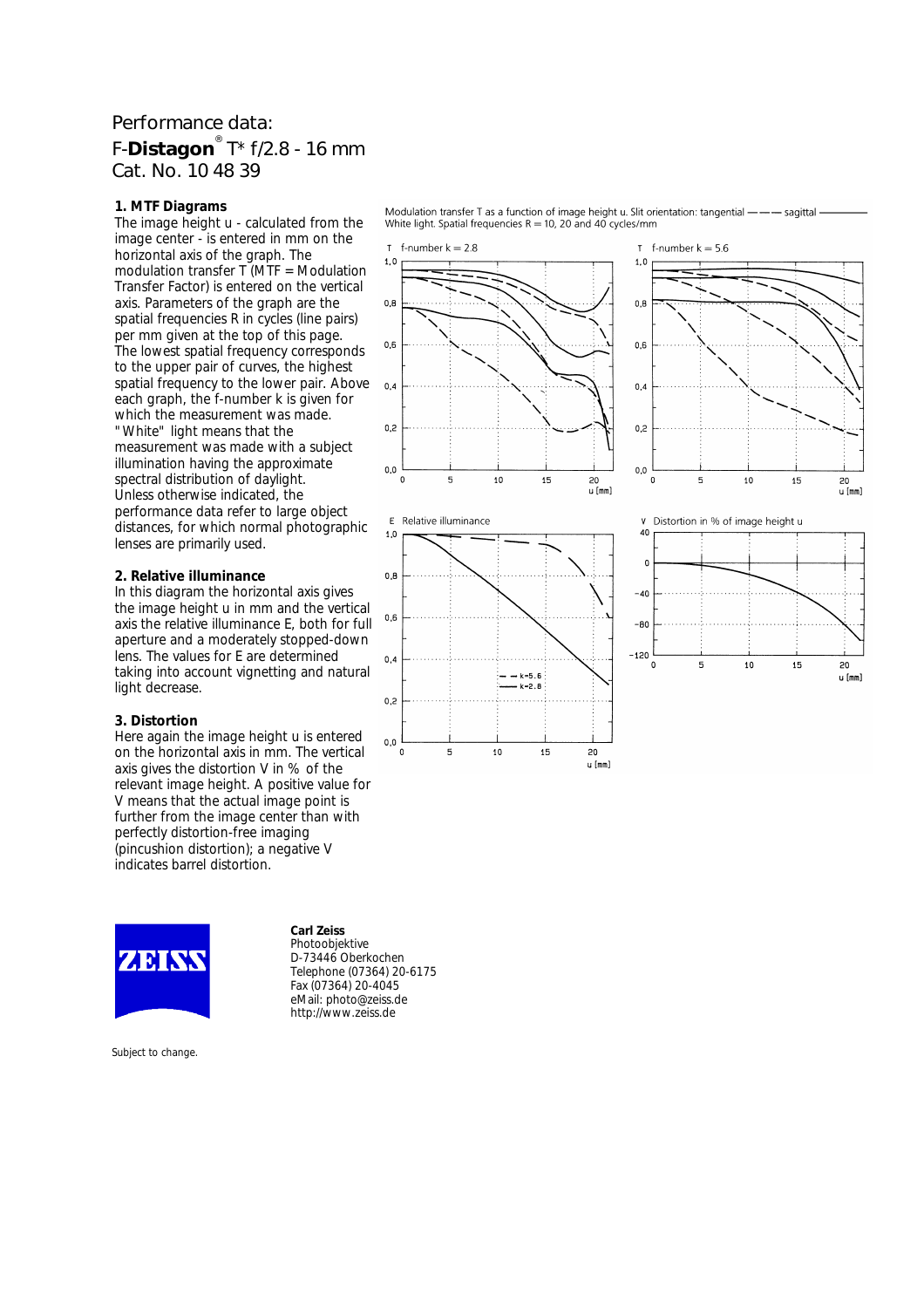Performance data:

# F-**Distagon**® T* f/2.8 - 16 mm

Cat. No. 10 48 39

### 1. MTF Diagrams

The image height u - calculated from the image center - is entered in mm on the horizontal axis of the graph. The modulation transfer T (MTF = Modulation Transfer Factor) is entered on the vertical axis. Parameters of the graph are the spatial frequencies R in cycles (line pairs) per mm given at the top of this page. The lowest spatial frequency corresponds to the upper pair of curves, the highest spatial frequency to the lower pair. Above each graph, the f-number k is given for which the measurement was made. "White" light means that the measurement was made with a subject illumination having the approximate spectral distribution of daylight. Unless otherwise indicated, the performance data refer to large object distances, for which normal photographic lenses are primarily used.

### 2. Relative illuminance

In this diagram the horizontal axis gives the image height u in mm and the vertical axis the relative illuminance E, both for full aperture and a moderately stopped-down lens. The values for E are determined taking into account vignetting and natural light decrease.

### 3. Distortion

Here again the image height u is entered on the horizontal axis in mm. The vertical axis gives the distortion V in % of the relevant image height. A positive value for V means that the actual image point is further from the image center than with perfectly distortion-free imaging (pincushion distortion); a negative V indicates barrel distortion.

Modulation transfer T as a function of image height u. Slit orientation: tangential — — — sagittal ———
White light. Spatial frequencies R = 10, 20 and 40 cycles/mm

T f-number k = 2.8

1,0
0,8
0,6
0,4
0,2
0,0
0 5 10 15 20
u [mm]

T f-number k = 5.6

1,0
0,8
0,6
0,4
0,2
0,0
0 5 10 15 20
u [mm]

E Relative illuminance

1,0
0,8
0,6
0,4
0,2
0,0
0 5 10 15 20
u [mm]

k=5.6
k=2.8

V Distortion in % of image height u

40
0
−40
−80
−120
0 5 10 15 20
u [mm]

**Carl Zeiss**
Photoobjektive
D-73446 Oberkochen
Telephone (07364) 20-6175
Fax (07364) 20-4045
eMail: photo@zeiss.de
http://www.zeiss.de

ZEISS

Subject to change.